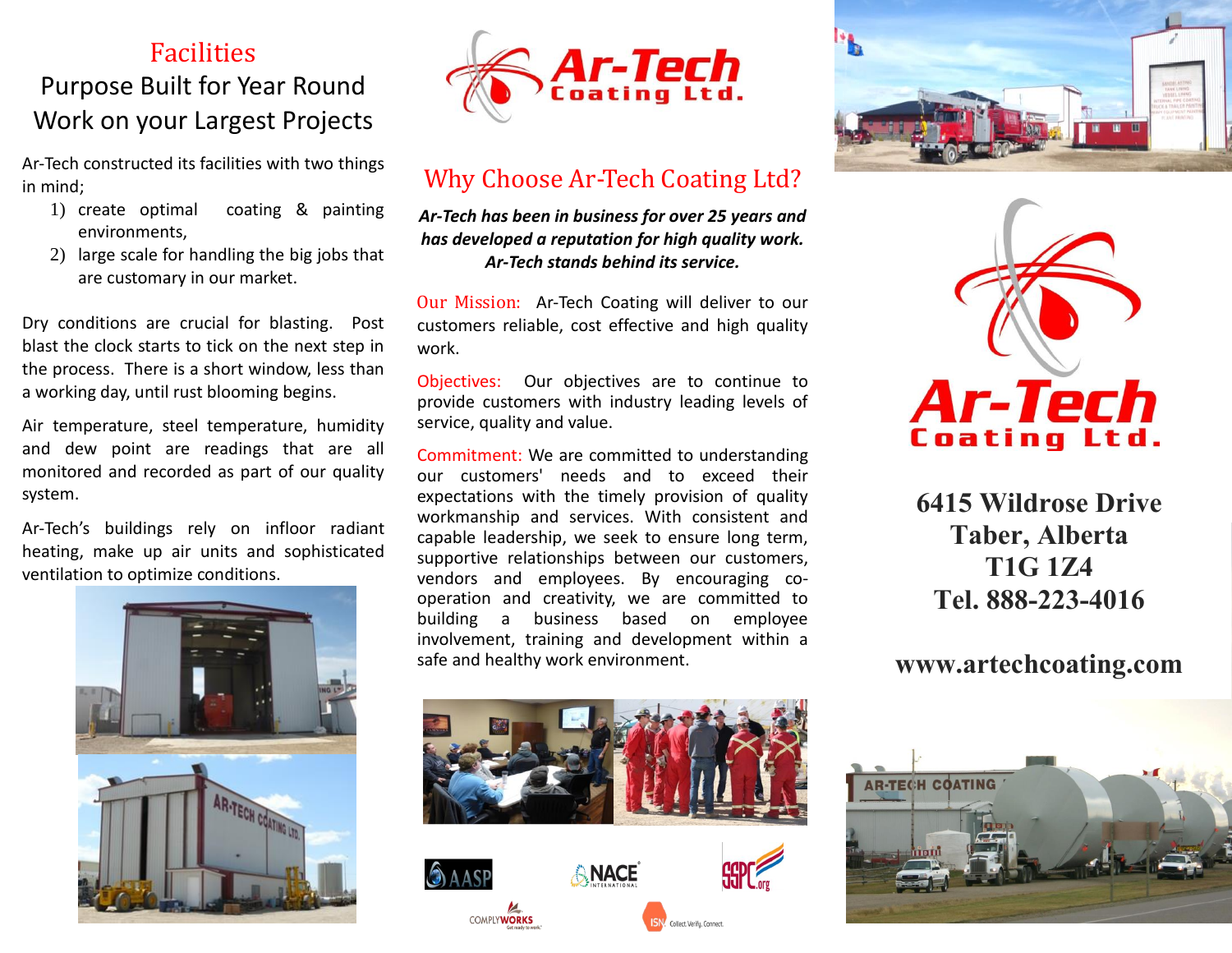## Facilities

### Purpose Built for Year Round Work on your Largest Projects

Ar-Tech constructed its facilities with two things in mind;

1) create optimal coating & painting environments,
2) large scale for handling the big jobs that are customary in our market.

Dry conditions are crucial for blasting. Post blast the clock starts to tick on the next step in the process. There is a short window, less than a working day, until rust blooming begins.

Air temperature, steel temperature, humidity and dew point are readings that are all monitored and recorded as part of our quality system.

Ar-Tech's buildings rely on infloor radiant heating, make up air units and sophisticated ventilation to optimize conditions.

# Ar-Tech Coating Ltd.

## Why Choose Ar-Tech Coating Ltd?

***Ar-Tech has been in business for over 25 years and has developed a reputation for high quality work. Ar-Tech stands behind its service.***

Our Mission: Ar-Tech Coating will deliver to our customers reliable, cost effective and high quality work.

Objectives: Our objectives are to continue to provide customers with industry leading levels of service, quality and value.

Commitment: We are committed to understanding our customers' needs and to exceed their expectations with the timely provision of quality workmanship and services. With consistent and capable leadership, we seek to ensure long term, supportive relationships between our customers, vendors and employees. By encouraging co-operation and creativity, we are committed to building a business based on employee involvement, training and development within a safe and healthy work environment.

AASP | NACE International | SSPC.org | ComplyWorks | ISN Collect. Verify. Connect.

# Ar-Tech Coating Ltd.

**6415 Wildrose Drive**
**Taber, Alberta**
**T1G 1Z4**
**Tel. 888-223-4016**

**www.artechcoating.com**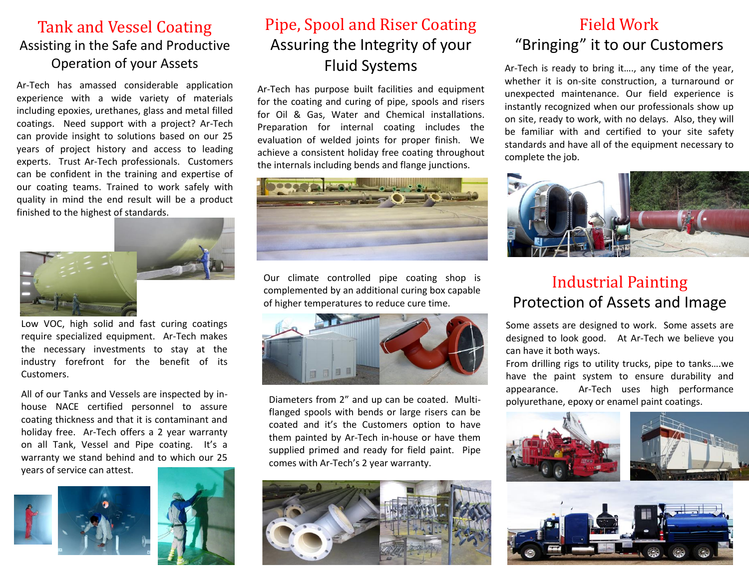## Tank and Vessel Coating

### Assisting in the Safe and Productive Operation of your Assets

Ar-Tech has amassed considerable application experience with a wide variety of materials including epoxies, urethanes, glass and metal filled coatings. Need support with a project? Ar-Tech can provide insight to solutions based on our 25 years of project history and access to leading experts. Trust Ar-Tech professionals. Customers can be confident in the training and expertise of our coating teams. Trained to work safely with quality in mind the end result will be a product finished to the highest of standards.

Low VOC, high solid and fast curing coatings require specialized equipment. Ar-Tech makes the necessary investments to stay at the industry forefront for the benefit of its Customers.

All of our Tanks and Vessels are inspected by in-house NACE certified personnel to assure coating thickness and that it is contaminant and holiday free. Ar-Tech offers a 2 year warranty on all Tank, Vessel and Pipe coating. It's a warranty we stand behind and to which our 25 years of service can attest.

## Pipe, Spool and Riser Coating

### Assuring the Integrity of your Fluid Systems

Ar-Tech has purpose built facilities and equipment for the coating and curing of pipe, spools and risers for Oil & Gas, Water and Chemical installations. Preparation for internal coating includes the evaluation of welded joints for proper finish. We achieve a consistent holiday free coating throughout the internals including bends and flange junctions.

Our climate controlled pipe coating shop is complemented by an additional curing box capable of higher temperatures to reduce cure time.

Diameters from 2" and up can be coated. Multi-flanged spools with bends or large risers can be coated and it's the Customers option to have them painted by Ar-Tech in-house or have them supplied primed and ready for field paint. Pipe comes with Ar-Tech's 2 year warranty.

## Field Work

### "Bringing" it to our Customers

Ar-Tech is ready to bring it…., any time of the year, whether it is on-site construction, a turnaround or unexpected maintenance. Our field experience is instantly recognized when our professionals show up on site, ready to work, with no delays. Also, they will be familiar with and certified to your site safety standards and have all of the equipment necessary to complete the job.

## Industrial Painting

### Protection of Assets and Image

Some assets are designed to work. Some assets are designed to look good. At Ar-Tech we believe you can have it both ways.

From drilling rigs to utility trucks, pipe to tanks….we have the paint system to ensure durability and appearance. Ar-Tech uses high performance polyurethane, epoxy or enamel paint coatings.